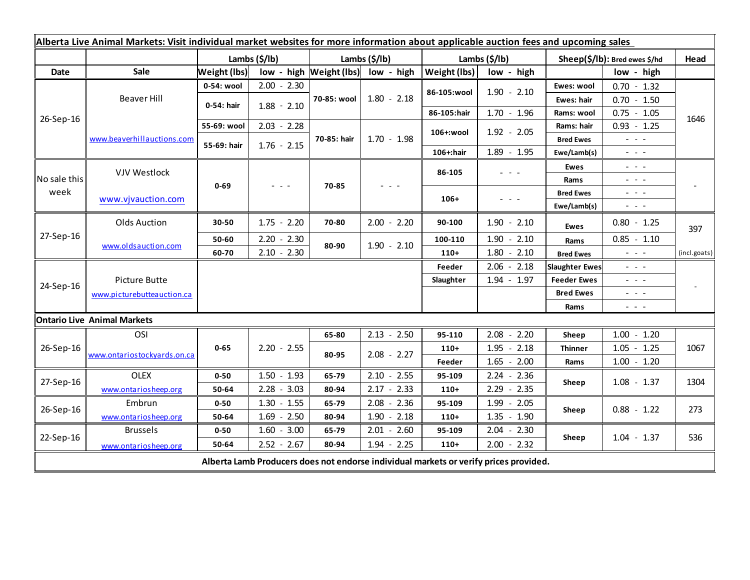| **Alberta Live Animal Markets: Visit individual market websites for more information about applicable auction fees and upcoming sales** | | | | | | | | | | |
|---|---|---|---|---|---|---|---|---|---|---|
| | | **Lambs ($/lb)** | | **Lambs ($/lb)** | | **Lambs ($/lb)** | | **Sheep($/lb): Bred ewes $/hd** | | **Head** |
| **Date** | **Sale** | **Weight (lbs)** | **low - high** | **Weight (lbs)** | **low - high** | **Weight (lbs)** | **low - high** | | **low - high** | |
| 26-Sep-16 | Beaver Hill www.beaverhillauctions.com | **0-54: wool** | 2.00 - 2.30 | **70-85: wool** | 1.80 - 2.18 | **86-105:wool** | 1.90 - 2.10 | **Ewes: wool** | 0.70 - 1.32 | 1646 |
| | | **0-54: hair** | 1.88 - 2.10 | | | | | **Ewes: hair** | 0.70 - 1.50 | |
| | | | | | | **86-105:hair** | 1.70 - 1.96 | **Rams: wool** | 0.75 - 1.05 | |
| | | **55-69: wool** | 2.03 - 2.28 | **70-85: hair** | 1.70 - 1.98 | **106+:wool** | 1.92 - 2.05 | **Rams: hair** | 0.93 - 1.25 | |
| | | **55-69: hair** | 1.76 - 2.15 | | | | | **Bred Ewes** | - - - | |
| | | | | | | **106+:hair** | 1.89 - 1.95 | **Ewe/Lamb(s)** | - - - | |
| No sale this week | VJV Westlock www.vjvauction.com | **0-69** | - - - | **70-85** | - - - | **86-105** | - - - | **Ewes** | - - - | - |
| | | | | | | | | **Rams** | - - - | |
| | | | | | | **106+** | - - - | **Bred Ewes** | - - - | |
| | | | | | | | | **Ewe/Lamb(s)** | - - - | |
| 27-Sep-16 | Olds Auction www.oldsauction.com | **30-50** | 1.75 - 2.20 | **70-80** | 2.00 - 2.20 | **90-100** | 1.90 - 2.10 | **Ewes** | 0.80 - 1.25 | 397 (incl.goats) |
| | | **50-60** | 2.20 - 2.30 | **80-90** | 1.90 - 2.10 | **100-110** | 1.90 - 2.10 | **Rams** | 0.85 - 1.10 | |
| | | **60-70** | 2.10 - 2.30 | | | **110+** | 1.80 - 2.10 | **Bred Ewes** | - - - | |
| 24-Sep-16 | Picture Butte www.picturebutteauction.ca | | | | | **Feeder** | 2.06 - 2.18 | **Slaughter Ewes** | - - - | - |
| | | | | | | **Slaughter** | 1.94 - 1.97 | **Feeder Ewes** | - - - | |
| | | | | | | | | **Bred Ewes** | - - - | |
| | | | | | | | | **Rams** | - - - | |
| **Ontario Live Animal Markets** | | | | | | | | | | |
| 26-Sep-16 | OSI www.ontariostockyards.on.ca | **0-65** | 2.20 - 2.55 | **65-80** | 2.13 - 2.50 | **95-110** | 2.08 - 2.20 | **Sheep** | 1.00 - 1.20 | 1067 |
| | | | | **80-95** | 2.08 - 2.27 | **110+** | 1.95 - 2.18 | **Thinner** | 1.05 - 1.25 | |
| | | | | | | **Feeder** | 1.65 - 2.00 | **Rams** | 1.00 - 1.20 | |
| 27-Sep-16 | OLEX www.ontariosheep.org | **0-50** | 1.50 - 1.93 | **65-79** | 2.10 - 2.55 | **95-109** | 2.24 - 2.36 | **Sheep** | 1.08 - 1.37 | 1304 |
| | | **50-64** | 2.28 - 3.03 | **80-94** | 2.17 - 2.33 | **110+** | 2.29 - 2.35 | | | |
| 26-Sep-16 | Embrun www.ontariosheep.org | **0-50** | 1.30 - 1.55 | **65-79** | 2.08 - 2.36 | **95-109** | 1.99 - 2.05 | **Sheep** | 0.88 - 1.22 | 273 |
| | | **50-64** | 1.69 - 2.50 | **80-94** | 1.90 - 2.18 | **110+** | 1.35 - 1.90 | | | |
| 22-Sep-16 | Brussels www.ontariosheep.org | **0-50** | 1.60 - 3.00 | **65-79** | 2.01 - 2.60 | **95-109** | 2.04 - 2.30 | **Sheep** | 1.04 - 1.37 | 536 |
| | | **50-64** | 2.52 - 2.67 | **80-94** | 1.94 - 2.25 | **110+** | 2.00 - 2.32 | | | |

**Alberta Lamb Producers does not endorse individual markets or verify prices provided.**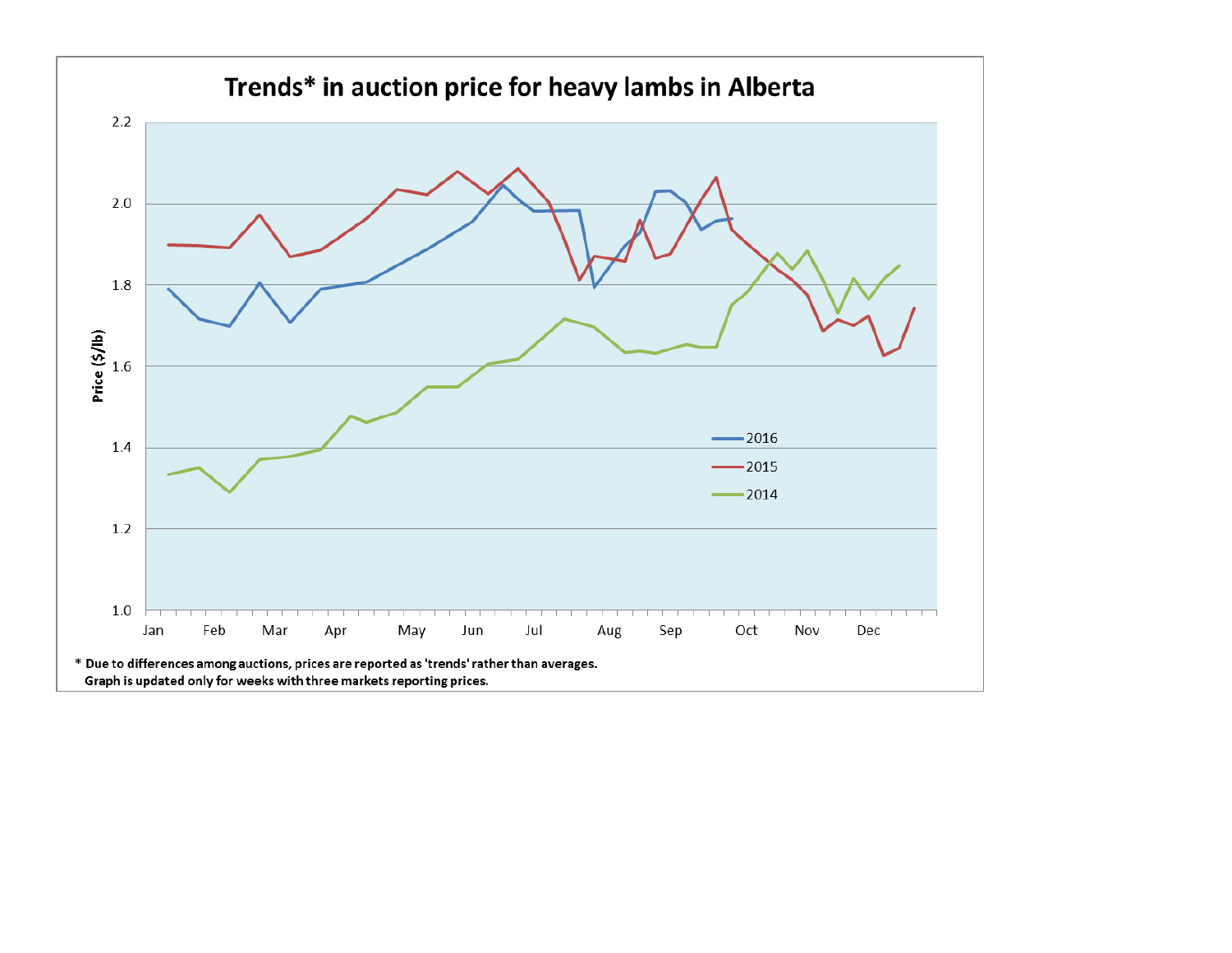# Trends* in auction price for heavy lambs in Alberta

Price ($/lb)

2.2
2.0
1.8
1.6
1.4
1.2
1.0

Jan Feb Mar Apr May Jun Jul Aug Sep Oct Nov Dec

2016
2015
2014

\* Due to differences among auctions, prices are reported as 'trends' rather than averages.
Graph is updated only for weeks with three markets reporting prices.